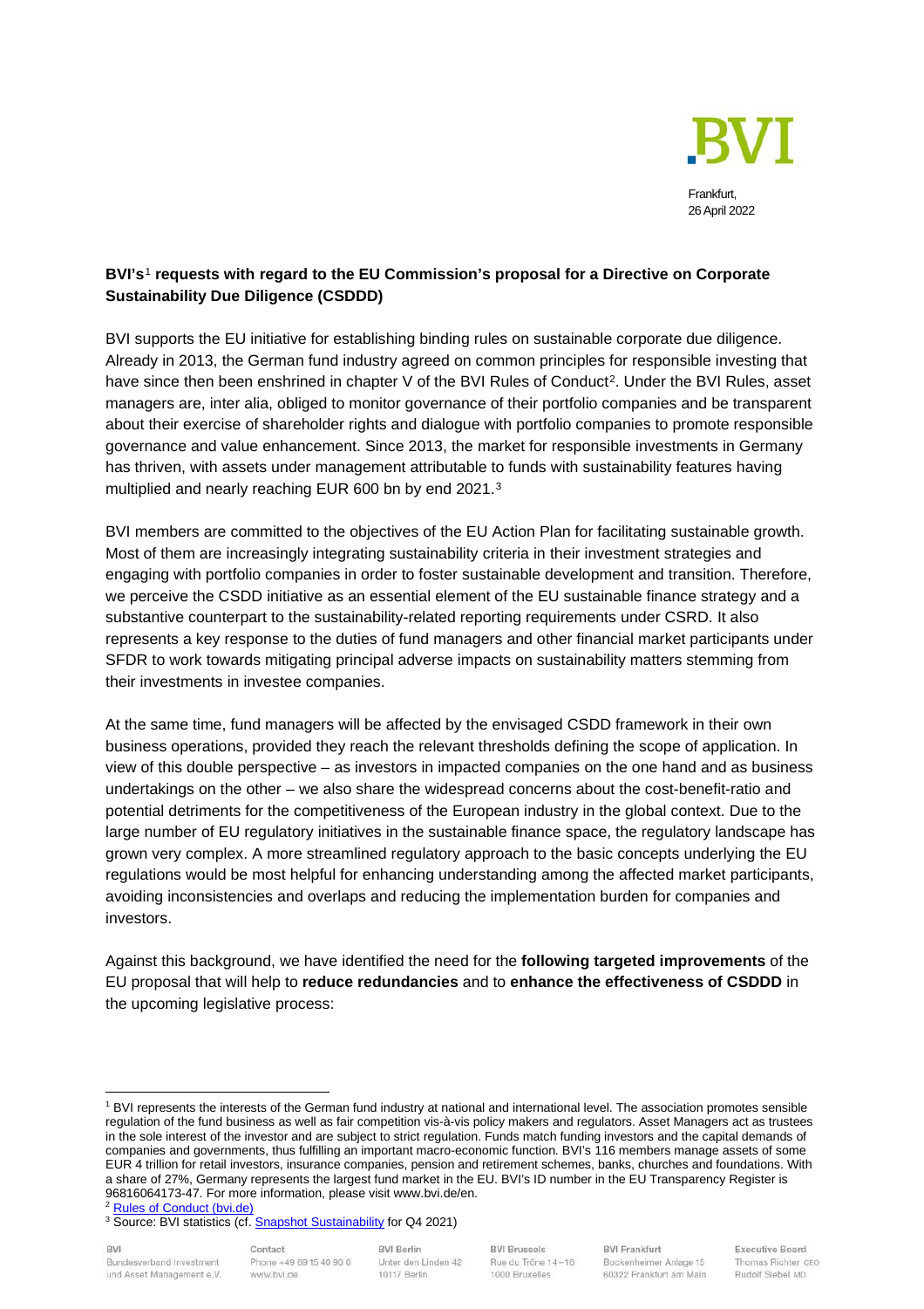Frankfurt,
26 April 2022

**BVI's[1] requests with regard to the EU Commission's proposal for a Directive on Corporate Sustainability Due Diligence (CSDDD)**

BVI supports the EU initiative for establishing binding rules on sustainable corporate due diligence. Already in 2013, the German fund industry agreed on common principles for responsible investing that have since then been enshrined in chapter V of the BVI Rules of Conduct[2]. Under the BVI Rules, asset managers are, inter alia, obliged to monitor governance of their portfolio companies and be transparent about their exercise of shareholder rights and dialogue with portfolio companies to promote responsible governance and value enhancement. Since 2013, the market for responsible investments in Germany has thrived, with assets under management attributable to funds with sustainability features having multiplied and nearly reaching EUR 600 bn by end 2021.[3]

BVI members are committed to the objectives of the EU Action Plan for facilitating sustainable growth. Most of them are increasingly integrating sustainability criteria in their investment strategies and engaging with portfolio companies in order to foster sustainable development and transition. Therefore, we perceive the CSDD initiative as an essential element of the EU sustainable finance strategy and a substantive counterpart to the sustainability-related reporting requirements under CSRD. It also represents a key response to the duties of fund managers and other financial market participants under SFDR to work towards mitigating principal adverse impacts on sustainability matters stemming from their investments in investee companies.

At the same time, fund managers will be affected by the envisaged CSDD framework in their own business operations, provided they reach the relevant thresholds defining the scope of application. In view of this double perspective – as investors in impacted companies on the one hand and as business undertakings on the other – we also share the widespread concerns about the cost-benefit-ratio and potential detriments for the competitiveness of the European industry in the global context. Due to the large number of EU regulatory initiatives in the sustainable finance space, the regulatory landscape has grown very complex. A more streamlined regulatory approach to the basic concepts underlying the EU regulations would be most helpful for enhancing understanding among the affected market participants, avoiding inconsistencies and overlaps and reducing the implementation burden for companies and investors.

Against this background, we have identified the need for the **following targeted improvements** of the EU proposal that will help to **reduce redundancies** and to **enhance the effectiveness of CSDDD** in the upcoming legislative process:

---

[1] BVI represents the interests of the German fund industry at national and international level. The association promotes sensible regulation of the fund business as well as fair competition vis-à-vis policy makers and regulators. Asset Managers act as trustees in the sole interest of the investor and are subject to strict regulation. Funds match funding investors and the capital demands of companies and governments, thus fulfilling an important macro-economic function. BVI's 116 members manage assets of some EUR 4 trillion for retail investors, insurance companies, pension and retirement schemes, banks, churches and foundations. With a share of 27%, Germany represents the largest fund market in the EU. BVI's ID number in the EU Transparency Register is 96816064173-47. For more information, please visit www.bvi.de/en.

[2] Rules of Conduct (bvi.de)

[3] Source: BVI statistics (cf. Snapshot Sustainability for Q4 2021)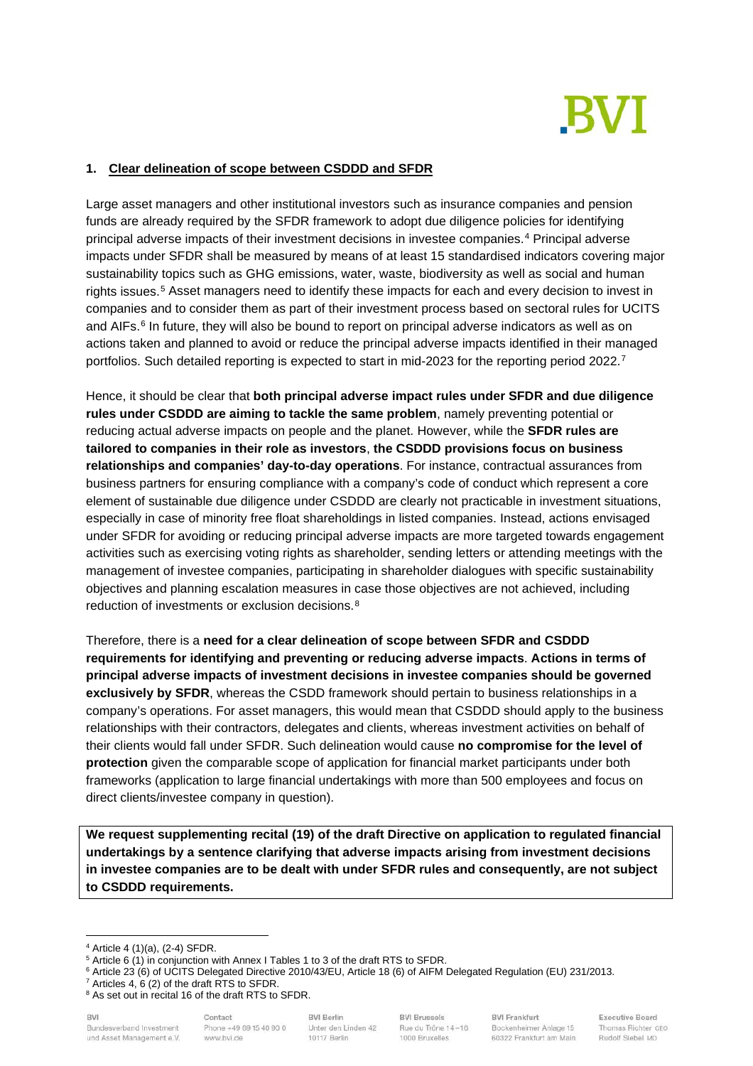## 1. Clear delineation of scope between CSDDD and SFDR

Large asset managers and other institutional investors such as insurance companies and pension funds are already required by the SFDR framework to adopt due diligence policies for identifying principal adverse impacts of their investment decisions in investee companies.[4] Principal adverse impacts under SFDR shall be measured by means of at least 15 standardised indicators covering major sustainability topics such as GHG emissions, water, waste, biodiversity as well as social and human rights issues.[5] Asset managers need to identify these impacts for each and every decision to invest in companies and to consider them as part of their investment process based on sectoral rules for UCITS and AIFs.[6] In future, they will also be bound to report on principal adverse indicators as well as on actions taken and planned to avoid or reduce the principal adverse impacts identified in their managed portfolios. Such detailed reporting is expected to start in mid-2023 for the reporting period 2022.[7]

Hence, it should be clear that **both principal adverse impact rules under SFDR and due diligence rules under CSDDD are aiming to tackle the same problem**, namely preventing potential or reducing actual adverse impacts on people and the planet. However, while the **SFDR rules are tailored to companies in their role as investors**, **the CSDDD provisions focus on business relationships and companies' day-to-day operations**. For instance, contractual assurances from business partners for ensuring compliance with a company's code of conduct which represent a core element of sustainable due diligence under CSDDD are clearly not practicable in investment situations, especially in case of minority free float shareholdings in listed companies. Instead, actions envisaged under SFDR for avoiding or reducing principal adverse impacts are more targeted towards engagement activities such as exercising voting rights as shareholder, sending letters or attending meetings with the management of investee companies, participating in shareholder dialogues with specific sustainability objectives and planning escalation measures in case those objectives are not achieved, including reduction of investments or exclusion decisions.[8]

Therefore, there is a **need for a clear delineation of scope between SFDR and CSDDD requirements for identifying and preventing or reducing adverse impacts**. **Actions in terms of principal adverse impacts of investment decisions in investee companies should be governed exclusively by SFDR**, whereas the CSDD framework should pertain to business relationships in a company's operations. For asset managers, this would mean that CSDDD should apply to the business relationships with their contractors, delegates and clients, whereas investment activities on behalf of their clients would fall under SFDR. Such delineation would cause **no compromise for the level of protection** given the comparable scope of application for financial market participants under both frameworks (application to large financial undertakings with more than 500 employees and focus on direct clients/investee company in question).

**We request supplementing recital (19) of the draft Directive on application to regulated financial undertakings by a sentence clarifying that adverse impacts arising from investment decisions in investee companies are to be dealt with under SFDR rules and consequently, are not subject to CSDDD requirements.**

---

[4] Article 4 (1)(a), (2-4) SFDR.

[5] Article 6 (1) in conjunction with Annex I Tables 1 to 3 of the draft RTS to SFDR.

[6] Article 23 (6) of UCITS Delegated Directive 2010/43/EU, Article 18 (6) of AIFM Delegated Regulation (EU) 231/2013.

[7] Articles 4, 6 (2) of the draft RTS to SFDR.

[8] As set out in recital 16 of the draft RTS to SFDR.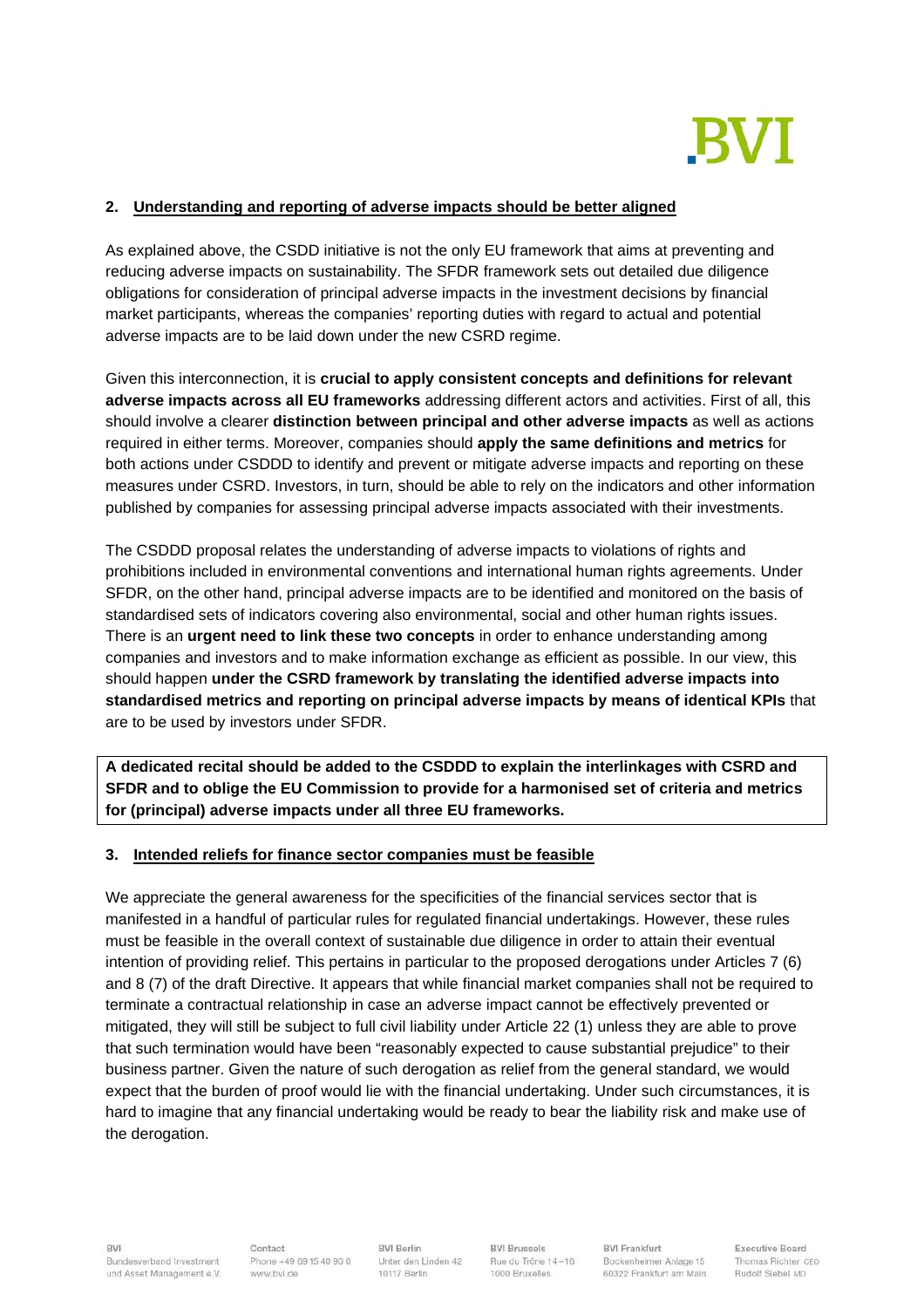## 2. Understanding and reporting of adverse impacts should be better aligned

As explained above, the CSDD initiative is not the only EU framework that aims at preventing and reducing adverse impacts on sustainability. The SFDR framework sets out detailed due diligence obligations for consideration of principal adverse impacts in the investment decisions by financial market participants, whereas the companies' reporting duties with regard to actual and potential adverse impacts are to be laid down under the new CSRD regime.

Given this interconnection, it is **crucial to apply consistent concepts and definitions for relevant adverse impacts across all EU frameworks** addressing different actors and activities. First of all, this should involve a clearer **distinction between principal and other adverse impacts** as well as actions required in either terms. Moreover, companies should **apply the same definitions and metrics** for both actions under CSDDD to identify and prevent or mitigate adverse impacts and reporting on these measures under CSRD. Investors, in turn, should be able to rely on the indicators and other information published by companies for assessing principal adverse impacts associated with their investments.

The CSDDD proposal relates the understanding of adverse impacts to violations of rights and prohibitions included in environmental conventions and international human rights agreements. Under SFDR, on the other hand, principal adverse impacts are to be identified and monitored on the basis of standardised sets of indicators covering also environmental, social and other human rights issues. There is an **urgent need to link these two concepts** in order to enhance understanding among companies and investors and to make information exchange as efficient as possible. In our view, this should happen **under the CSRD framework by translating the identified adverse impacts into standardised metrics and reporting on principal adverse impacts by means of identical KPIs** that are to be used by investors under SFDR.

**A dedicated recital should be added to the CSDDD to explain the interlinkages with CSRD and SFDR and to oblige the EU Commission to provide for a harmonised set of criteria and metrics for (principal) adverse impacts under all three EU frameworks.**

## 3. Intended reliefs for finance sector companies must be feasible

We appreciate the general awareness for the specificities of the financial services sector that is manifested in a handful of particular rules for regulated financial undertakings. However, these rules must be feasible in the overall context of sustainable due diligence in order to attain their eventual intention of providing relief. This pertains in particular to the proposed derogations under Articles 7 (6) and 8 (7) of the draft Directive. It appears that while financial market companies shall not be required to terminate a contractual relationship in case an adverse impact cannot be effectively prevented or mitigated, they will still be subject to full civil liability under Article 22 (1) unless they are able to prove that such termination would have been "reasonably expected to cause substantial prejudice" to their business partner. Given the nature of such derogation as relief from the general standard, we would expect that the burden of proof would lie with the financial undertaking. Under such circumstances, it is hard to imagine that any financial undertaking would be ready to bear the liability risk and make use of the derogation.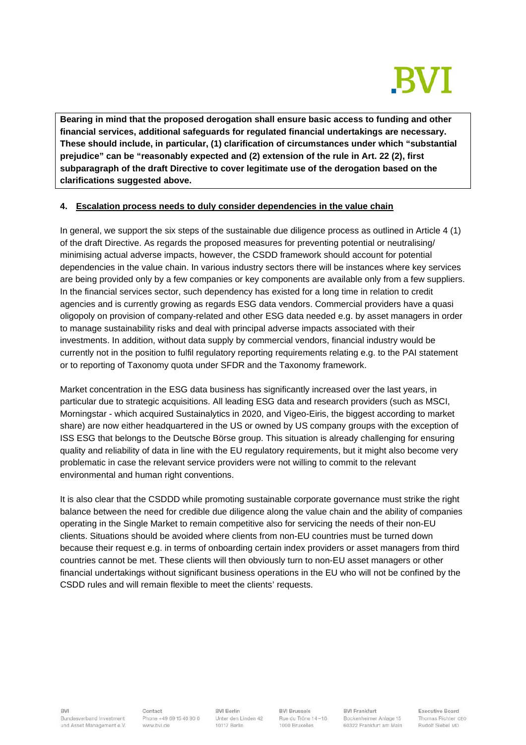**Bearing in mind that the proposed derogation shall ensure basic access to funding and other financial services, additional safeguards for regulated financial undertakings are necessary. These should include, in particular, (1) clarification of circumstances under which "substantial prejudice" can be "reasonably expected and (2) extension of the rule in Art. 22 (2), first subparagraph of the draft Directive to cover legitimate use of the derogation based on the clarifications suggested above.**

## 4. Escalation process needs to duly consider dependencies in the value chain

In general, we support the six steps of the sustainable due diligence process as outlined in Article 4 (1) of the draft Directive. As regards the proposed measures for preventing potential or neutralising/ minimising actual adverse impacts, however, the CSDD framework should account for potential dependencies in the value chain. In various industry sectors there will be instances where key services are being provided only by a few companies or key components are available only from a few suppliers. In the financial services sector, such dependency has existed for a long time in relation to credit agencies and is currently growing as regards ESG data vendors. Commercial providers have a quasi oligopoly on provision of company-related and other ESG data needed e.g. by asset managers in order to manage sustainability risks and deal with principal adverse impacts associated with their investments. In addition, without data supply by commercial vendors, financial industry would be currently not in the position to fulfil regulatory reporting requirements relating e.g. to the PAI statement or to reporting of Taxonomy quota under SFDR and the Taxonomy framework.

Market concentration in the ESG data business has significantly increased over the last years, in particular due to strategic acquisitions. All leading ESG data and research providers (such as MSCI, Morningstar - which acquired Sustainalytics in 2020, and Vigeo-Eiris, the biggest according to market share) are now either headquartered in the US or owned by US company groups with the exception of ISS ESG that belongs to the Deutsche Börse group. This situation is already challenging for ensuring quality and reliability of data in line with the EU regulatory requirements, but it might also become very problematic in case the relevant service providers were not willing to commit to the relevant environmental and human right conventions.

It is also clear that the CSDDD while promoting sustainable corporate governance must strike the right balance between the need for credible due diligence along the value chain and the ability of companies operating in the Single Market to remain competitive also for servicing the needs of their non-EU clients. Situations should be avoided where clients from non-EU countries must be turned down because their request e.g. in terms of onboarding certain index providers or asset managers from third countries cannot be met. These clients will then obviously turn to non-EU asset managers or other financial undertakings without significant business operations in the EU who will not be confined by the CSDD rules and will remain flexible to meet the clients' requests.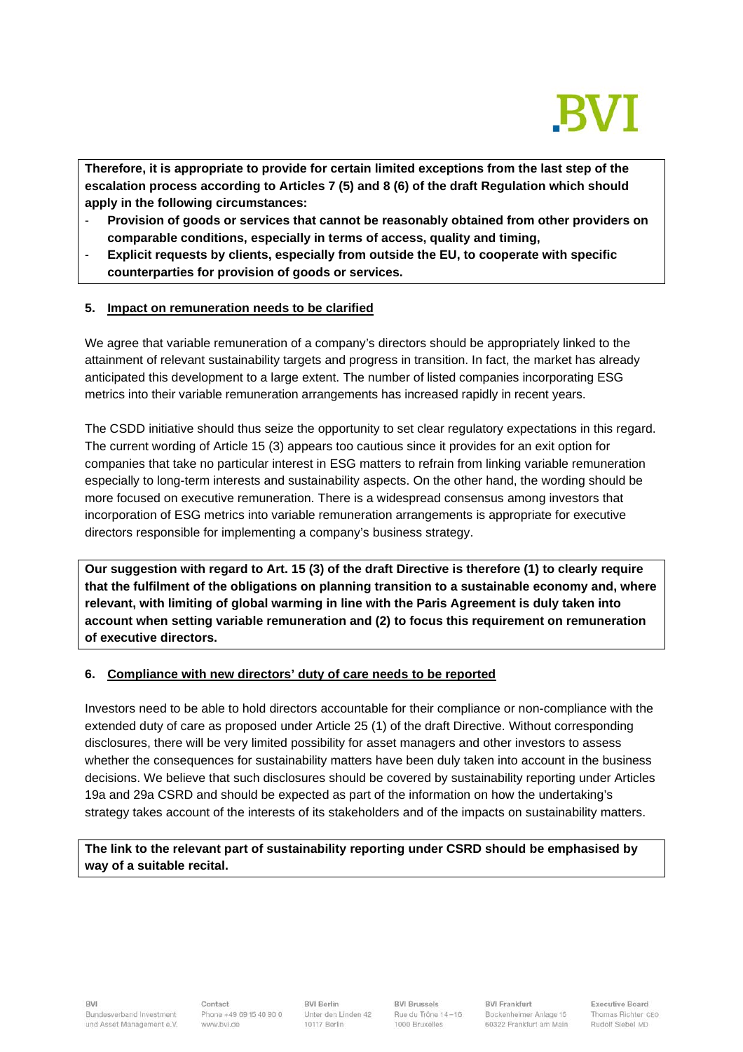**Therefore, it is appropriate to provide for certain limited exceptions from the last step of the escalation process according to Articles 7 (5) and 8 (6) of the draft Regulation which should apply in the following circumstances:**

- **Provision of goods or services that cannot be reasonably obtained from other providers on comparable conditions, especially in terms of access, quality and timing,**
- **Explicit requests by clients, especially from outside the EU, to cooperate with specific counterparties for provision of goods or services.**

## 5. Impact on remuneration needs to be clarified

We agree that variable remuneration of a company's directors should be appropriately linked to the attainment of relevant sustainability targets and progress in transition. In fact, the market has already anticipated this development to a large extent. The number of listed companies incorporating ESG metrics into their variable remuneration arrangements has increased rapidly in recent years.

The CSDD initiative should thus seize the opportunity to set clear regulatory expectations in this regard. The current wording of Article 15 (3) appears too cautious since it provides for an exit option for companies that take no particular interest in ESG matters to refrain from linking variable remuneration especially to long-term interests and sustainability aspects. On the other hand, the wording should be more focused on executive remuneration. There is a widespread consensus among investors that incorporation of ESG metrics into variable remuneration arrangements is appropriate for executive directors responsible for implementing a company's business strategy.

**Our suggestion with regard to Art. 15 (3) of the draft Directive is therefore (1) to clearly require that the fulfilment of the obligations on planning transition to a sustainable economy and, where relevant, with limiting of global warming in line with the Paris Agreement is duly taken into account when setting variable remuneration and (2) to focus this requirement on remuneration of executive directors.**

## 6. Compliance with new directors' duty of care needs to be reported

Investors need to be able to hold directors accountable for their compliance or non-compliance with the extended duty of care as proposed under Article 25 (1) of the draft Directive. Without corresponding disclosures, there will be very limited possibility for asset managers and other investors to assess whether the consequences for sustainability matters have been duly taken into account in the business decisions. We believe that such disclosures should be covered by sustainability reporting under Articles 19a and 29a CSRD and should be expected as part of the information on how the undertaking's strategy takes account of the interests of its stakeholders and of the impacts on sustainability matters.

**The link to the relevant part of sustainability reporting under CSRD should be emphasised by way of a suitable recital.**